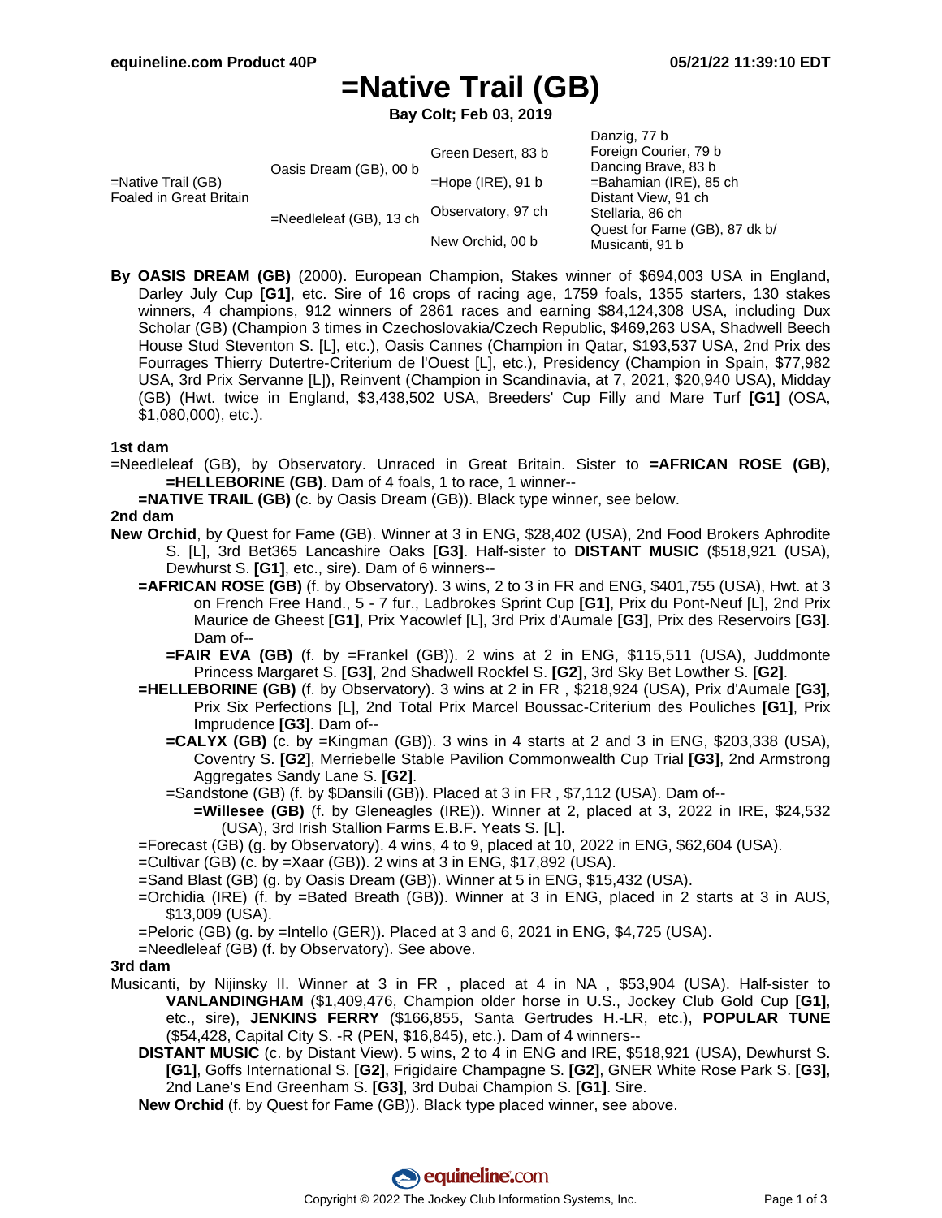# =Native Trail (GB)

**Bay Colt; Feb 03, 2019**

| | | | |
|---|---|---|---|
| =Native Trail (GB) Foaled in Great Britain | Oasis Dream (GB), 00 b | Green Desert, 83 b | Danzig, 77 b |
| | | | Foreign Courier, 79 b |
| | | =Hope (IRE), 91 b | Dancing Brave, 83 b |
| | | | =Bahamian (IRE), 85 ch |
| | =Needleleaf (GB), 13 ch | Observatory, 97 ch | Distant View, 91 ch |
| | | | Stellaria, 86 ch |
| | | New Orchid, 00 b | Quest for Fame (GB), 87 dk b/ |
| | | | Musicanti, 91 b |

**By OASIS DREAM (GB)** (2000). European Champion, Stakes winner of $694,003 USA in England, Darley July Cup **[G1]**, etc. Sire of 16 crops of racing age, 1759 foals, 1355 starters, 130 stakes winners, 4 champions, 912 winners of 2861 races and earning $84,124,308 USA, including Dux Scholar (GB) (Champion 3 times in Czechoslovakia/Czech Republic, $469,263 USA, Shadwell Beech House Stud Steventon S. [L], etc.), Oasis Cannes (Champion in Qatar, $193,537 USA, 2nd Prix des Fourrages Thierry Dutertre-Criterium de l'Ouest [L], etc.), Presidency (Champion in Spain, $77,982 USA, 3rd Prix Servanne [L]), Reinvent (Champion in Scandinavia, at 7, 2021, $20,940 USA), Midday (GB) (Hwt. twice in England, $3,438,502 USA, Breeders' Cup Filly and Mare Turf **[G1]** (OSA, $1,080,000), etc.).

### 1st dam

=Needleleaf (GB), by Observatory. Unraced in Great Britain. Sister to **=AFRICAN ROSE (GB)**, **=HELLEBORINE (GB)**. Dam of 4 foals, 1 to race, 1 winner--

- **=NATIVE TRAIL (GB)** (c. by Oasis Dream (GB)). Black type winner, see below.

### 2nd dam

**New Orchid**, by Quest for Fame (GB). Winner at 3 in ENG, $28,402 (USA), 2nd Food Brokers Aphrodite S. [L], 3rd Bet365 Lancashire Oaks **[G3]**. Half-sister to **DISTANT MUSIC** ($518,921 (USA), Dewhurst S. **[G1]**, etc., sire). Dam of 6 winners--

- **=AFRICAN ROSE (GB)** (f. by Observatory). 3 wins, 2 to 3 in FR and ENG, $401,755 (USA), Hwt. at 3 on French Free Hand., 5 - 7 fur., Ladbrokes Sprint Cup **[G1]**, Prix du Pont-Neuf [L], 2nd Prix Maurice de Gheest **[G1]**, Prix Yacowlef [L], 3rd Prix d'Aumale **[G3]**, Prix des Reservoirs **[G3]**. Dam of--
  - **=FAIR EVA (GB)** (f. by =Frankel (GB)). 2 wins at 2 in ENG, $115,511 (USA), Juddmonte Princess Margaret S. **[G3]**, 2nd Shadwell Rockfel S. **[G2]**, 3rd Sky Bet Lowther S. **[G2]**.
- **=HELLEBORINE (GB)** (f. by Observatory). 3 wins at 2 in FR , $218,924 (USA), Prix d'Aumale **[G3]**, Prix Six Perfections [L], 2nd Total Prix Marcel Boussac-Criterium des Pouliches **[G1]**, Prix Imprudence **[G3]**. Dam of--
  - **=CALYX (GB)** (c. by =Kingman (GB)). 3 wins in 4 starts at 2 and 3 in ENG, $203,338 (USA), Coventry S. **[G2]**, Merriebelle Stable Pavilion Commonwealth Cup Trial **[G3]**, 2nd Armstrong Aggregates Sandy Lane S. **[G2]**.
  - =Sandstone (GB) (f. by $Dansili (GB)). Placed at 3 in FR , $7,112 (USA). Dam of--
    - **=Willesee (GB)** (f. by Gleneagles (IRE)). Winner at 2, placed at 3, 2022 in IRE, $24,532 (USA), 3rd Irish Stallion Farms E.B.F. Yeats S. [L].
- =Forecast (GB) (g. by Observatory). 4 wins, 4 to 9, placed at 10, 2022 in ENG, $62,604 (USA).
- =Cultivar (GB) (c. by =Xaar (GB)). 2 wins at 3 in ENG, $17,892 (USA).
- =Sand Blast (GB) (g. by Oasis Dream (GB)). Winner at 5 in ENG, $15,432 (USA).
- =Orchidia (IRE) (f. by =Bated Breath (GB)). Winner at 3 in ENG, placed in 2 starts at 3 in AUS, $13,009 (USA).
- =Peloric (GB) (g. by =Intello (GER)). Placed at 3 and 6, 2021 in ENG, $4,725 (USA).
- =Needleleaf (GB) (f. by Observatory). See above.

### 3rd dam

Musicanti, by Nijinsky II. Winner at 3 in FR , placed at 4 in NA , $53,904 (USA). Half-sister to **VANLANDINGHAM** ($1,409,476, Champion older horse in U.S., Jockey Club Gold Cup **[G1]**, etc., sire), **JENKINS FERRY** ($166,855, Santa Gertrudes H.-LR, etc.), **POPULAR TUNE** ($54,428, Capital City S. -R (PEN, $16,845), etc.). Dam of 4 winners--

- **DISTANT MUSIC** (c. by Distant View). 5 wins, 2 to 4 in ENG and IRE, $518,921 (USA), Dewhurst S. **[G1]**, Goffs International S. **[G2]**, Frigidaire Champagne S. **[G2]**, GNER White Rose Park S. **[G3]**, 2nd Lane's End Greenham S. **[G3]**, 3rd Dubai Champion S. **[G1]**. Sire.
- **New Orchid** (f. by Quest for Fame (GB)). Black type placed winner, see above.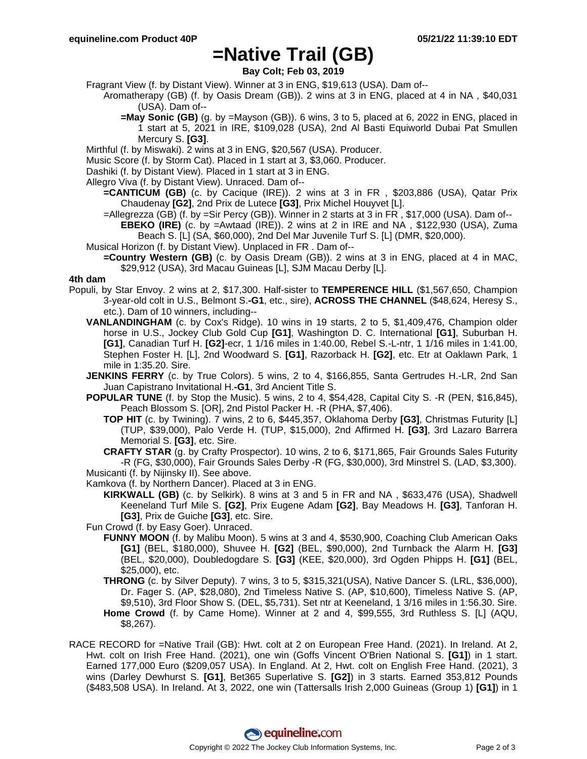# =Native Trail (GB)

**Bay Colt; Feb 03, 2019**

Fragrant View (f. by Distant View). Winner at 3 in ENG, $19,613 (USA). Dam of--

Aromatherapy (GB) (f. by Oasis Dream (GB)). 2 wins at 3 in ENG, placed at 4 in NA , $40,031 (USA). Dam of--

**=May Sonic (GB)** (g. by =Mayson (GB)). 6 wins, 3 to 5, placed at 6, 2022 in ENG, placed in 1 start at 5, 2021 in IRE, $109,028 (USA), 2nd Al Basti Equiworld Dubai Pat Smullen Mercury S. **[G3]**.

Mirthful (f. by Miswaki). 2 wins at 3 in ENG, $20,567 (USA). Producer.

Music Score (f. by Storm Cat). Placed in 1 start at 3, $3,060. Producer.

Dashiki (f. by Distant View). Placed in 1 start at 3 in ENG.

Allegro Viva (f. by Distant View). Unraced. Dam of--

**=CANTICUM (GB)** (c. by Cacique (IRE)). 2 wins at 3 in FR , $203,886 (USA), Qatar Prix Chaudenay **[G2]**, 2nd Prix de Lutece **[G3]**, Prix Michel Houyvet [L].

=Allegrezza (GB) (f. by =Sir Percy (GB)). Winner in 2 starts at 3 in FR , $17,000 (USA). Dam of--

**EBEKO (IRE)** (c. by =Awtaad (IRE)). 2 wins at 2 in IRE and NA , $122,930 (USA), Zuma Beach S. [L] (SA, $60,000), 2nd Del Mar Juvenile Turf S. [L] (DMR, $20,000).

Musical Horizon (f. by Distant View). Unplaced in FR . Dam of--

**=Country Western (GB)** (c. by Oasis Dream (GB)). 2 wins at 3 in ENG, placed at 4 in MAC, $29,912 (USA), 3rd Macau Guineas [L], SJM Macau Derby [L].

**4th dam**

Populi, by Star Envoy. 2 wins at 2, $17,300. Half-sister to **TEMPERENCE HILL** ($1,567,650, Champion 3-year-old colt in U.S., Belmont S.**-G1**, etc., sire), **ACROSS THE CHANNEL** ($48,624, Heresy S., etc.). Dam of 10 winners, including--

**VANLANDINGHAM** (c. by Cox's Ridge). 10 wins in 19 starts, 2 to 5, $1,409,476, Champion older horse in U.S., Jockey Club Gold Cup **[G1]**, Washington D. C. International **[G1]**, Suburban H. **[G1]**, Canadian Turf H. **[G2]**-ecr, 1 1/16 miles in 1:40.00, Rebel S.-L-ntr, 1 1/16 miles in 1:41.00, Stephen Foster H. [L], 2nd Woodward S. **[G1]**, Razorback H. **[G2]**, etc. Etr at Oaklawn Park, 1 mile in 1:35.20. Sire.

**JENKINS FERRY** (c. by True Colors). 5 wins, 2 to 4, $166,855, Santa Gertrudes H.-LR, 2nd San Juan Capistrano Invitational H.**-G1**, 3rd Ancient Title S.

**POPULAR TUNE** (f. by Stop the Music). 5 wins, 2 to 4, $54,428, Capital City S. -R (PEN, $16,845), Peach Blossom S. [OR], 2nd Pistol Packer H. -R (PHA, $7,406).

**TOP HIT** (c. by Twining). 7 wins, 2 to 6, $445,357, Oklahoma Derby **[G3]**, Christmas Futurity [L] (TUP, $39,000), Palo Verde H. (TUP, $15,000), 2nd Affirmed H. **[G3]**, 3rd Lazaro Barrera Memorial S. **[G3]**, etc. Sire.

**CRAFTY STAR** (g. by Crafty Prospector). 10 wins, 2 to 6, $171,865, Fair Grounds Sales Futurity -R (FG, $30,000), Fair Grounds Sales Derby -R (FG, $30,000), 3rd Minstrel S. (LAD, $3,300).

Musicanti (f. by Nijinsky II). See above.

Kamkova (f. by Northern Dancer). Placed at 3 in ENG.

**KIRKWALL (GB)** (c. by Selkirk). 8 wins at 3 and 5 in FR and NA , $633,476 (USA), Shadwell Keeneland Turf Mile S. **[G2]**, Prix Eugene Adam **[G2]**, Bay Meadows H. **[G3]**, Tanforan H. **[G3]**, Prix de Guiche **[G3]**, etc. Sire.

Fun Crowd (f. by Easy Goer). Unraced.

**FUNNY MOON** (f. by Malibu Moon). 5 wins at 3 and 4, $530,900, Coaching Club American Oaks **[G1]** (BEL, $180,000), Shuvee H. **[G2]** (BEL, $90,000), 2nd Turnback the Alarm H. **[G3]** (BEL, $20,000), Doubledogdare S. **[G3]** (KEE, $20,000), 3rd Ogden Phipps H. **[G1]** (BEL, $25,000), etc.

**THRONG** (c. by Silver Deputy). 7 wins, 3 to 5, $315,321(USA), Native Dancer S. (LRL, $36,000), Dr. Fager S. (AP, $28,080), 2nd Timeless Native S. (AP, $10,600), Timeless Native S. (AP, $9,510), 3rd Floor Show S. (DEL, $5,731). Set ntr at Keeneland, 1 3/16 miles in 1:56.30. Sire.

**Home Crowd** (f. by Came Home). Winner at 2 and 4, $99,555, 3rd Ruthless S. [L] (AQU, $8,267).

RACE RECORD for =Native Trail (GB): Hwt. colt at 2 on European Free Hand. (2021). In Ireland. At 2, Hwt. colt on Irish Free Hand. (2021), one win (Goffs Vincent O'Brien National S. **[G1]**) in 1 start. Earned 177,000 Euro ($209,057 USA). In England. At 2, Hwt. colt on English Free Hand. (2021), 3 wins (Darley Dewhurst S. **[G1]**, Bet365 Superlative S. **[G2]**) in 3 starts. Earned 353,812 Pounds ($483,508 USA). In Ireland. At 3, 2022, one win (Tattersalls Irish 2,000 Guineas (Group 1) **[G1]**) in 1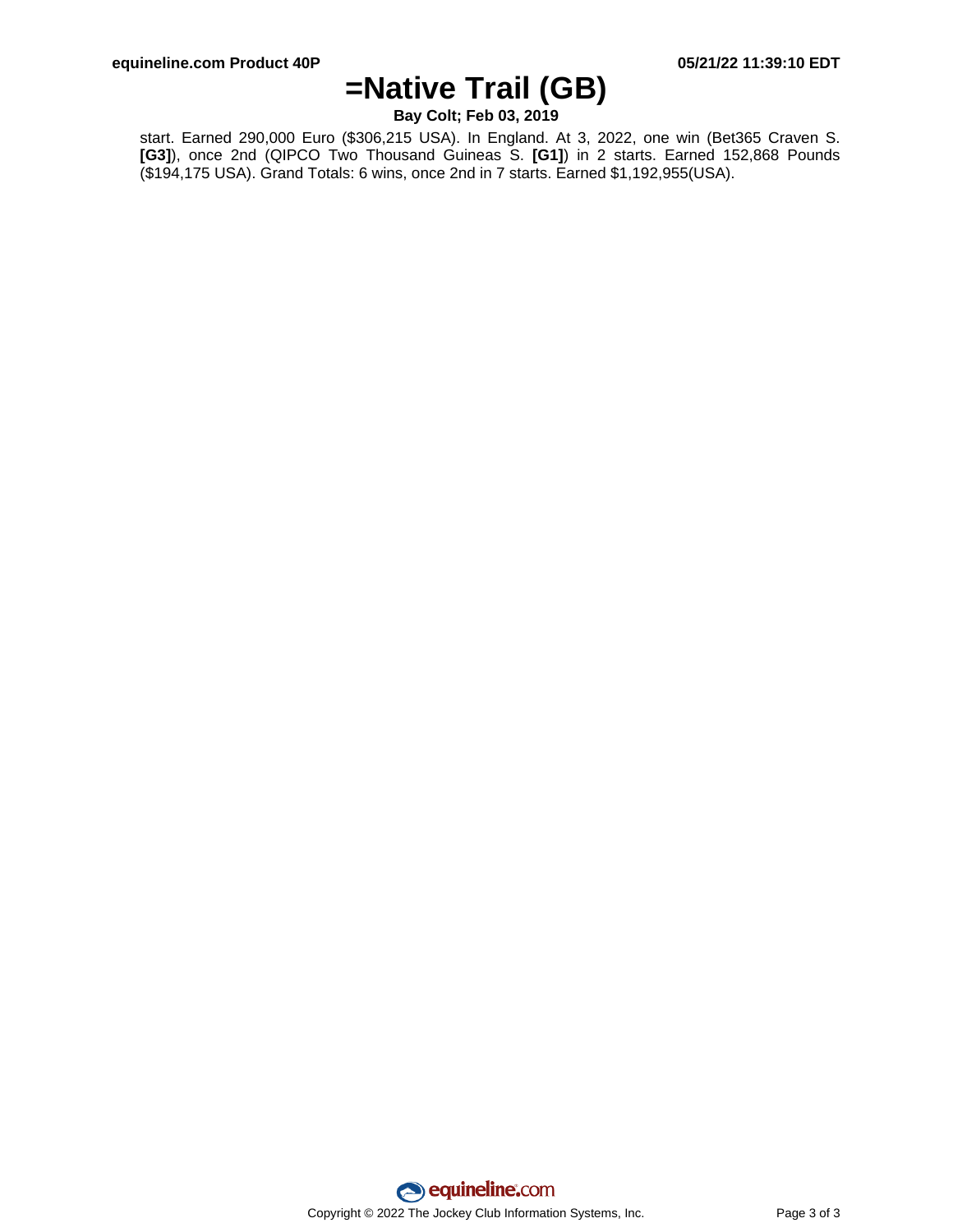start. Earned 290,000 Euro ($306,215 USA). In England. At 3, 2022, one win (Bet365 Craven S. **[G3]**), once 2nd (QIPCO Two Thousand Guineas S. **[G1]**) in 2 starts. Earned 152,868 Pounds ($194,175 USA). Grand Totals: 6 wins, once 2nd in 7 starts. Earned $1,192,955(USA).